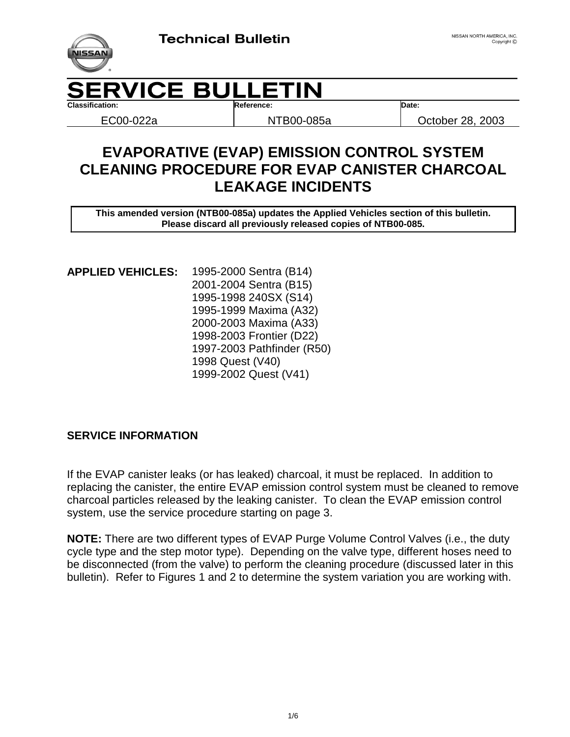Technical Bulletin

NISSAN NORTH AMERICA, INC.
Copyright ©

# SERVICE BULLETIN

| Classification: | Reference: | Date: |
|---|---|---|
| EC00-022a | NTB00-085a | October 28, 2003 |

## EVAPORATIVE (EVAP) EMISSION CONTROL SYSTEM CLEANING PROCEDURE FOR EVAP CANISTER CHARCOAL LEAKAGE INCIDENTS

**This amended version (NTB00-085a) updates the Applied Vehicles section of this bulletin. Please discard all previously released copies of NTB00-085.**

**APPLIED VEHICLES:**

1995-2000 Sentra (B14)
2001-2004 Sentra (B15)
1995-1998 240SX (S14)
1995-1999 Maxima (A32)
2000-2003 Maxima (A33)
1998-2003 Frontier (D22)
1997-2003 Pathfinder (R50)
1998 Quest (V40)
1999-2002 Quest (V41)

**SERVICE INFORMATION**

If the EVAP canister leaks (or has leaked) charcoal, it must be replaced. In addition to replacing the canister, the entire EVAP emission control system must be cleaned to remove charcoal particles released by the leaking canister. To clean the EVAP emission control system, use the service procedure starting on page 3.

**NOTE:** There are two different types of EVAP Purge Volume Control Valves (i.e., the duty cycle type and the step motor type). Depending on the valve type, different hoses need to be disconnected (from the valve) to perform the cleaning procedure (discussed later in this bulletin). Refer to Figures 1 and 2 to determine the system variation you are working with.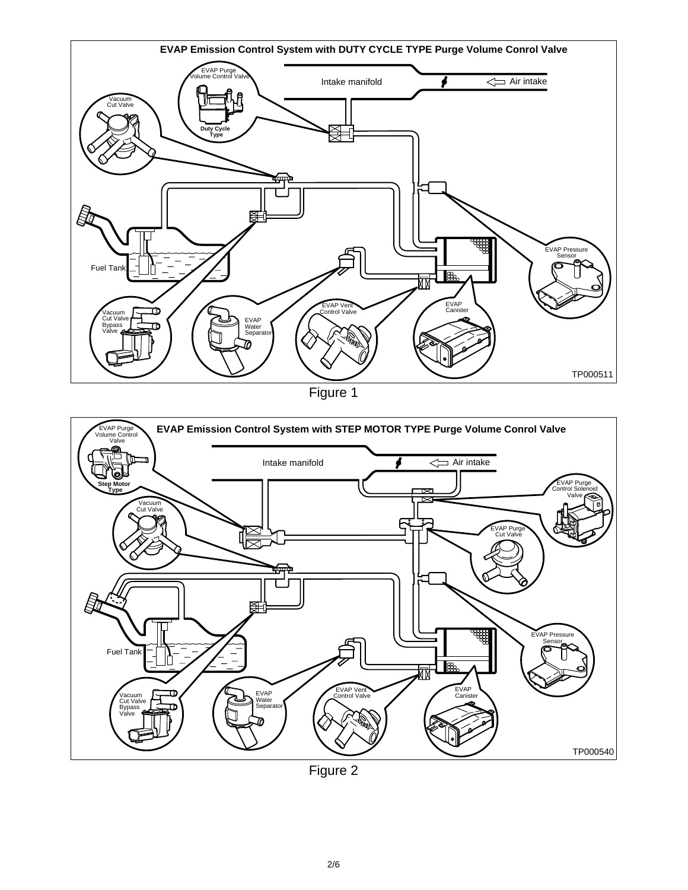**EVAP Emission Control System with DUTY CYCLE TYPE Purge Volume Conrol Valve**

EVAP Purge Volume Control Valve

Duty Cycle Type

Intake manifold

Air intake

Vacuum Cut Valve

Fuel Tank

EVAP Pressure Sensor

EVAP Canister

EVAP Vent Control Valve

EVAP Water Separator

Vacuum Cut Valve Bypass Valve

TP000511

Figure 1

**EVAP Emission Control System with STEP MOTOR TYPE Purge Volume Conrol Valve**

EVAP Purge Volume Control Valve

Step Motor Type

Intake manifold

Air intake

EVAP Purge Control Solenoid Valve

Vacuum Cut Valve

EVAP Purge Cut Valve

Fuel Tank

EVAP Pressure Sensor

EVAP Canister

EVAP Vent Control Valve

EVAP Water Separator

Vacuum Cut Valve Bypass Valve

TP000540

Figure 2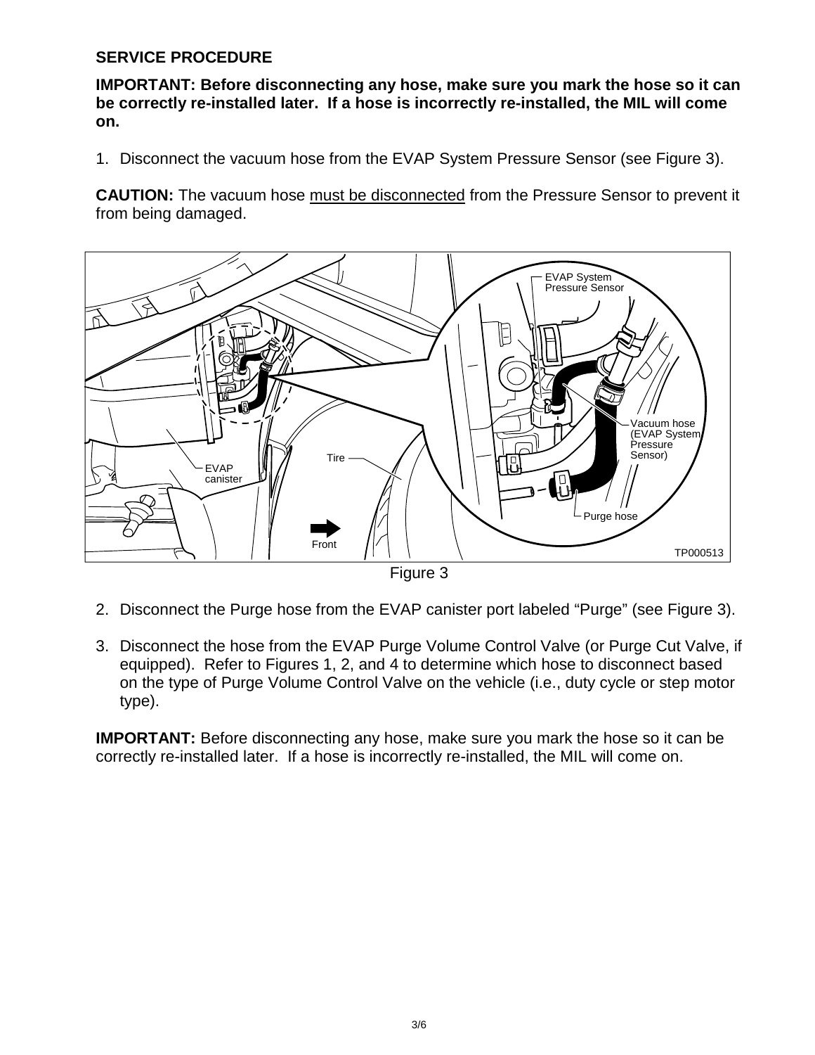**SERVICE PROCEDURE**

**IMPORTANT: Before disconnecting any hose, make sure you mark the hose so it can be correctly re-installed later. If a hose is incorrectly re-installed, the MIL will come on.**

1. Disconnect the vacuum hose from the EVAP System Pressure Sensor (see Figure 3).

**CAUTION:** The vacuum hose must be disconnected from the Pressure Sensor to prevent it from being damaged.

Figure 3

2. Disconnect the Purge hose from the EVAP canister port labeled "Purge" (see Figure 3).

3. Disconnect the hose from the EVAP Purge Volume Control Valve (or Purge Cut Valve, if equipped). Refer to Figures 1, 2, and 4 to determine which hose to disconnect based on the type of Purge Volume Control Valve on the vehicle (i.e., duty cycle or step motor type).

**IMPORTANT:** Before disconnecting any hose, make sure you mark the hose so it can be correctly re-installed later. If a hose is incorrectly re-installed, the MIL will come on.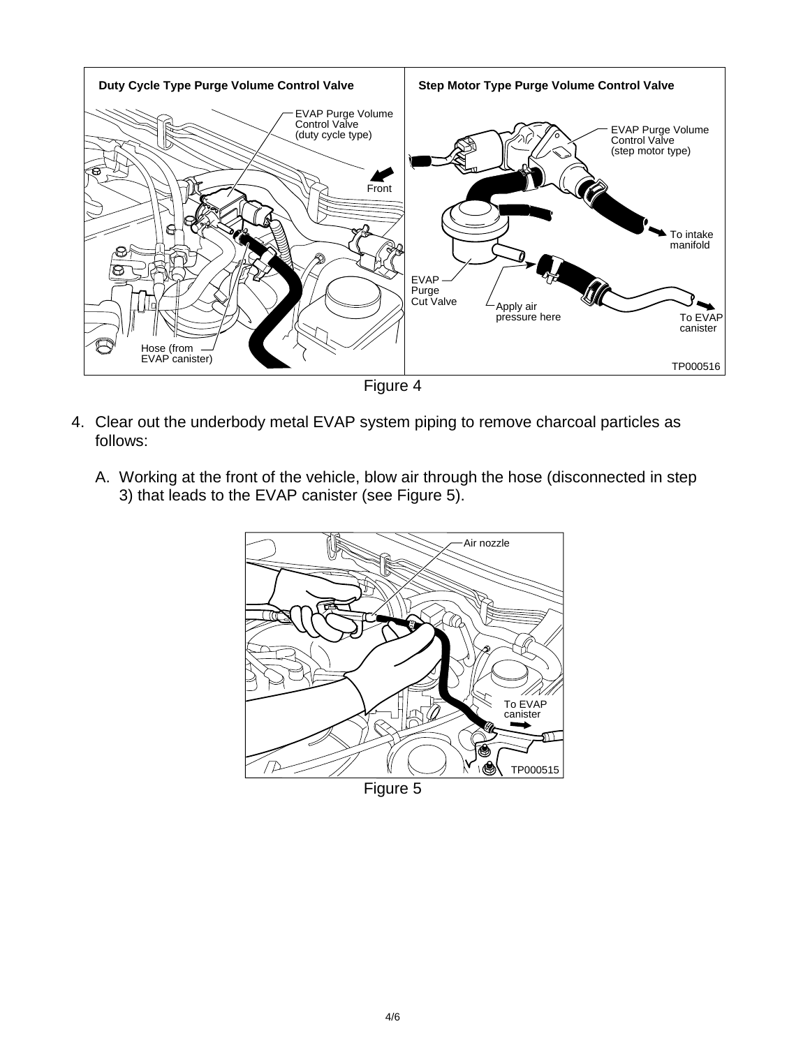Figure 4

4. Clear out the underbody metal EVAP system piping to remove charcoal particles as follows:

   A. Working at the front of the vehicle, blow air through the hose (disconnected in step 3) that leads to the EVAP canister (see Figure 5).

Figure 5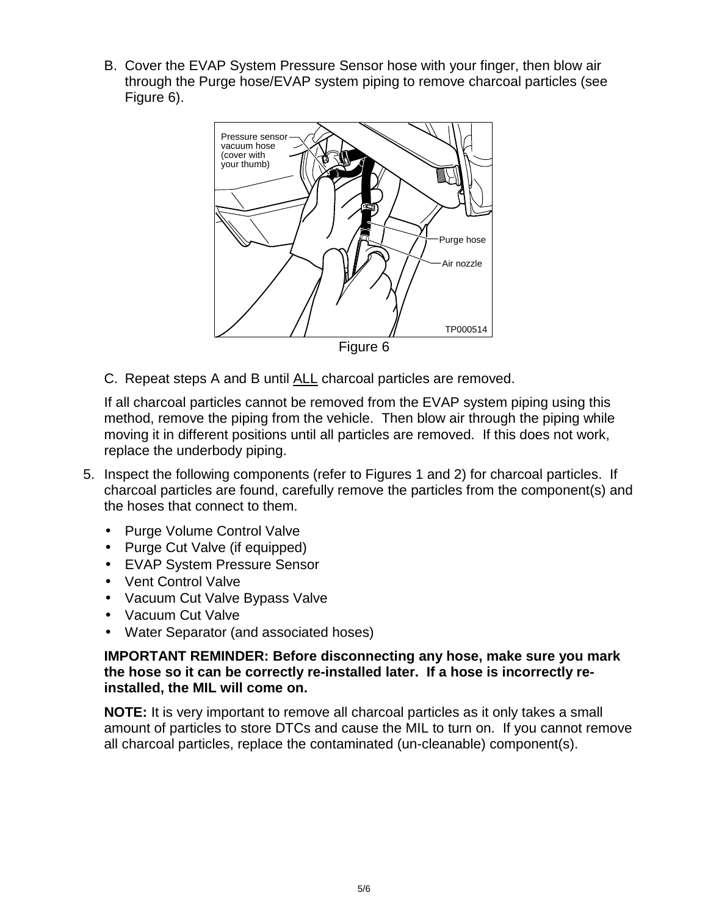B. Cover the EVAP System Pressure Sensor hose with your finger, then blow air through the Purge hose/EVAP system piping to remove charcoal particles (see Figure 6).

Figure 6

C. Repeat steps A and B until ALL charcoal particles are removed.

If all charcoal particles cannot be removed from the EVAP system piping using this method, remove the piping from the vehicle. Then blow air through the piping while moving it in different positions until all particles are removed. If this does not work, replace the underbody piping.

5. Inspect the following components (refer to Figures 1 and 2) for charcoal particles. If charcoal particles are found, carefully remove the particles from the component(s) and the hoses that connect to them.

   - Purge Volume Control Valve
   - Purge Cut Valve (if equipped)
   - EVAP System Pressure Sensor
   - Vent Control Valve
   - Vacuum Cut Valve Bypass Valve
   - Vacuum Cut Valve
   - Water Separator (and associated hoses)

   **IMPORTANT REMINDER: Before disconnecting any hose, make sure you mark the hose so it can be correctly re-installed later. If a hose is incorrectly re-installed, the MIL will come on.**

   **NOTE:** It is very important to remove all charcoal particles as it only takes a small amount of particles to store DTCs and cause the MIL to turn on. If you cannot remove all charcoal particles, replace the contaminated (un-cleanable) component(s).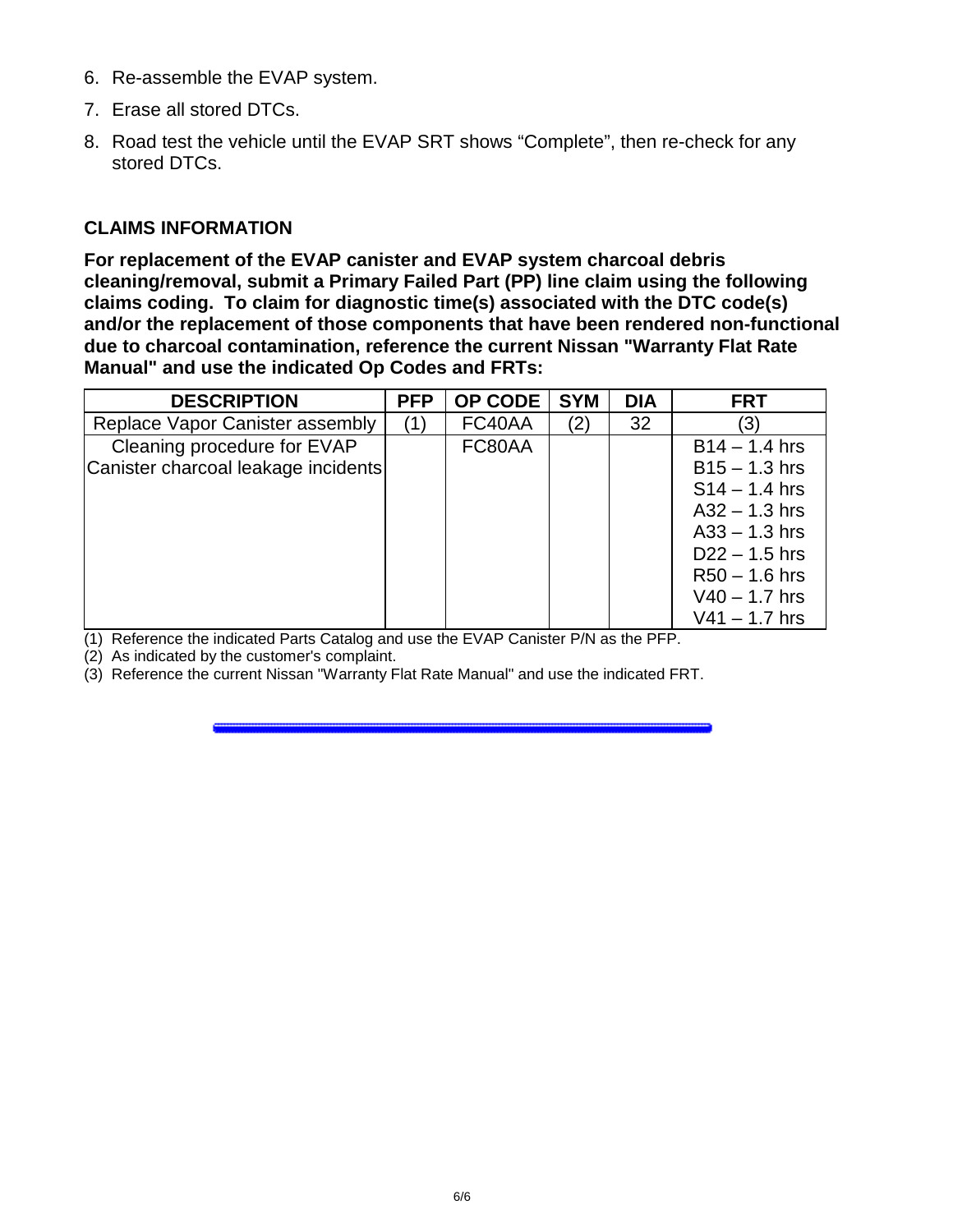6. Re-assemble the EVAP system.
7. Erase all stored DTCs.
8. Road test the vehicle until the EVAP SRT shows "Complete", then re-check for any stored DTCs.

## CLAIMS INFORMATION

**For replacement of the EVAP canister and EVAP system charcoal debris cleaning/removal, submit a Primary Failed Part (PP) line claim using the following claims coding. To claim for diagnostic time(s) associated with the DTC code(s) and/or the replacement of those components that have been rendered non-functional due to charcoal contamination, reference the current Nissan "Warranty Flat Rate Manual" and use the indicated Op Codes and FRTs:**

| DESCRIPTION | PFP | OP CODE | SYM | DIA | FRT |
|---|---|---|---|---|---|
| Replace Vapor Canister assembly | (1) | FC40AA | (2) | 32 | (3) |
| Cleaning procedure for EVAP Canister charcoal leakage incidents | | FC80AA | | | B14 – 1.4 hrs<br>B15 – 1.3 hrs<br>S14 – 1.4 hrs<br>A32 – 1.3 hrs<br>A33 – 1.3 hrs<br>D22 – 1.5 hrs<br>R50 – 1.6 hrs<br>V40 – 1.7 hrs<br>V41 – 1.7 hrs |

(1) Reference the indicated Parts Catalog and use the EVAP Canister P/N as the PFP.

(2) As indicated by the customer's complaint.

(3) Reference the current Nissan "Warranty Flat Rate Manual" and use the indicated FRT.